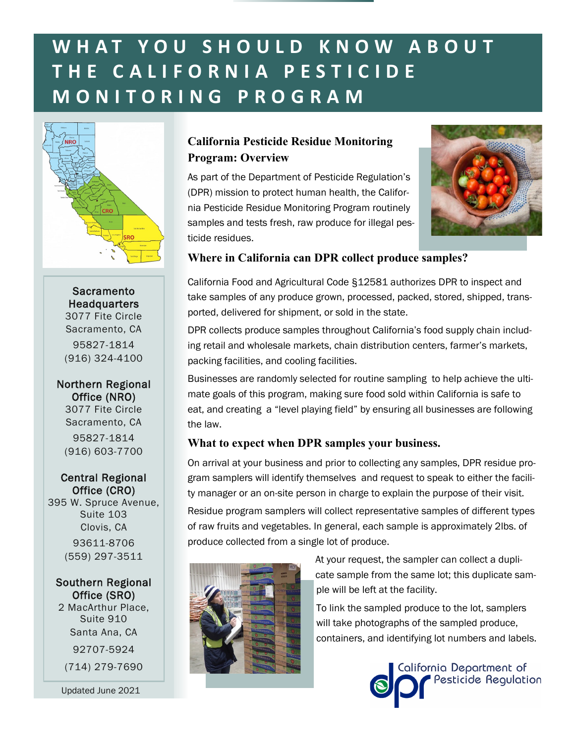# WHAT YOU SHOULD KNOW ABOUT THE CALIFORNIA PESTICIDE MONITORING PROGRAM

**Sacramento Headquarters**
3077 Fite Circle
Sacramento, CA
95827-1814
(916) 324-4100

**Northern Regional Office (NRO)**
3077 Fite Circle
Sacramento, CA
95827-1814
(916) 603-7700

**Central Regional Office (CRO)**
395 W. Spruce Avenue, Suite 103
Clovis, CA
93611-8706
(559) 297-3511

**Southern Regional Office (SRO)**
2 MacArthur Place, Suite 910
Santa Ana, CA
92707-5924
(714) 279-7690

Updated June 2021

## California Pesticide Residue Monitoring Program: Overview

As part of the Department of Pesticide Regulation's (DPR) mission to protect human health, the California Pesticide Residue Monitoring Program routinely samples and tests fresh, raw produce for illegal pesticide residues.

## Where in California can DPR collect produce samples?

California Food and Agricultural Code §12581 authorizes DPR to inspect and take samples of any produce grown, processed, packed, stored, shipped, transported, delivered for shipment, or sold in the state.

DPR collects produce samples throughout California's food supply chain including retail and wholesale markets, chain distribution centers, farmer's markets, packing facilities, and cooling facilities.

Businesses are randomly selected for routine sampling to help achieve the ultimate goals of this program, making sure food sold within California is safe to eat, and creating a "level playing field" by ensuring all businesses are following the law.

## What to expect when DPR samples your business.

On arrival at your business and prior to collecting any samples, DPR residue program samplers will identify themselves and request to speak to either the facility manager or an on-site person in charge to explain the purpose of their visit.

Residue program samplers will collect representative samples of different types of raw fruits and vegetables. In general, each sample is approximately 2lbs. of produce collected from a single lot of produce.

At your request, the sampler can collect a duplicate sample from the same lot; this duplicate sample will be left at the facility.

To link the sampled produce to the lot, samplers will take photographs of the sampled produce, containers, and identifying lot numbers and labels.

California Department of Pesticide Regulation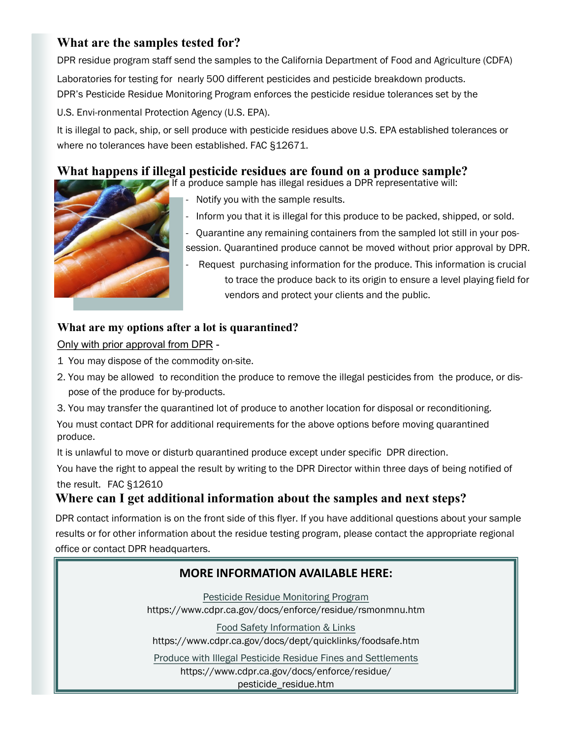## What are the samples tested for?

DPR residue program staff send the samples to the California Department of Food and Agriculture (CDFA) Laboratories for testing for nearly 500 different pesticides and pesticide breakdown products.

DPR's Pesticide Residue Monitoring Program enforces the pesticide residue tolerances set by the U.S. Envi-ronmental Protection Agency (U.S. EPA).

It is illegal to pack, ship, or sell produce with pesticide residues above U.S. EPA established tolerances or where no tolerances have been established. FAC §12671.

## What happens if illegal pesticide residues are found on a produce sample?

If a produce sample has illegal residues a DPR representative will:

- Notify you with the sample results.
- Inform you that it is illegal for this produce to be packed, shipped, or sold.
- Quarantine any remaining containers from the sampled lot still in your pos-session. Quarantined produce cannot be moved without prior approval by DPR.
- Request purchasing information for the produce. This information is crucial to trace the produce back to its origin to ensure a level playing field for vendors and protect your clients and the public.

### What are my options after a lot is quarantined?

Only with prior approval from DPR -

1 You may dispose of the commodity on-site.

2. You may be allowed to recondition the produce to remove the illegal pesticides from the produce, or dis-pose of the produce for by-products.

3. You may transfer the quarantined lot of produce to another location for disposal or reconditioning.

You must contact DPR for additional requirements for the above options before moving quarantined produce.

It is unlawful to move or disturb quarantined produce except under specific DPR direction.

You have the right to appeal the result by writing to the DPR Director within three days of being notified of the result. FAC §12610

## Where can I get additional information about the samples and next steps?

DPR contact information is on the front side of this flyer. If you have additional questions about your sample results or for other information about the residue testing program, please contact the appropriate regional office or contact DPR headquarters.

**MORE INFORMATION AVAILABLE HERE:**

Pesticide Residue Monitoring Program
https://www.cdpr.ca.gov/docs/enforce/residue/rsmonmnu.htm

Food Safety Information & Links
https://www.cdpr.ca.gov/docs/dept/quicklinks/foodsafe.htm

Produce with Illegal Pesticide Residue Fines and Settlements
https://www.cdpr.ca.gov/docs/enforce/residue/pesticide_residue.htm